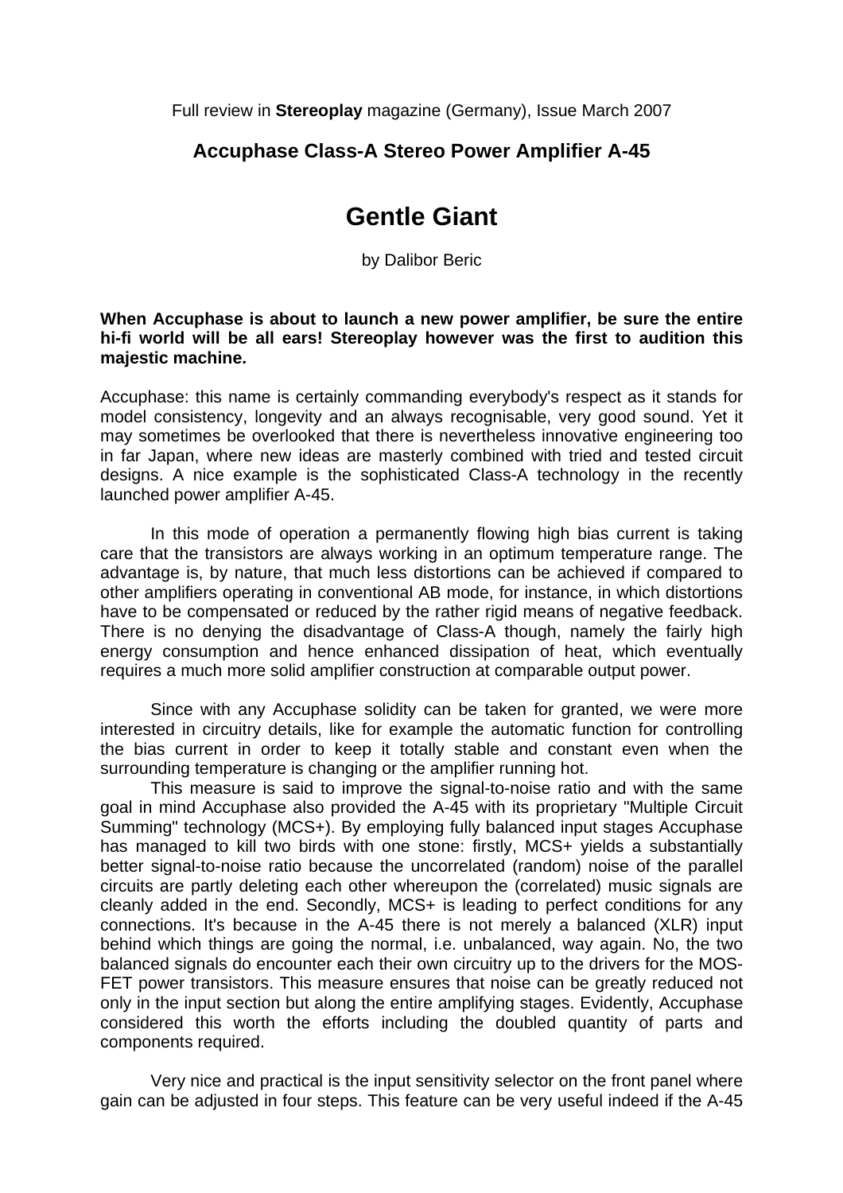Full review in **Stereoplay** magazine (Germany), Issue March 2007

## Accuphase Class-A Stereo Power Amplifier A-45

# Gentle Giant

by Dalibor Beric

**When Accuphase is about to launch a new power amplifier, be sure the entire hi-fi world will be all ears! Stereoplay however was the first to audition this majestic machine.**

Accuphase: this name is certainly commanding everybody's respect as it stands for model consistency, longevity and an always recognisable, very good sound. Yet it may sometimes be overlooked that there is nevertheless innovative engineering too in far Japan, where new ideas are masterly combined with tried and tested circuit designs. A nice example is the sophisticated Class-A technology in the recently launched power amplifier A-45.

In this mode of operation a permanently flowing high bias current is taking care that the transistors are always working in an optimum temperature range. The advantage is, by nature, that much less distortions can be achieved if compared to other amplifiers operating in conventional AB mode, for instance, in which distortions have to be compensated or reduced by the rather rigid means of negative feedback. There is no denying the disadvantage of Class-A though, namely the fairly high energy consumption and hence enhanced dissipation of heat, which eventually requires a much more solid amplifier construction at comparable output power.

Since with any Accuphase solidity can be taken for granted, we were more interested in circuitry details, like for example the automatic function for controlling the bias current in order to keep it totally stable and constant even when the surrounding temperature is changing or the amplifier running hot.

This measure is said to improve the signal-to-noise ratio and with the same goal in mind Accuphase also provided the A-45 with its proprietary "Multiple Circuit Summing" technology (MCS+). By employing fully balanced input stages Accuphase has managed to kill two birds with one stone: firstly, MCS+ yields a substantially better signal-to-noise ratio because the uncorrelated (random) noise of the parallel circuits are partly deleting each other whereupon the (correlated) music signals are cleanly added in the end. Secondly, MCS+ is leading to perfect conditions for any connections. It's because in the A-45 there is not merely a balanced (XLR) input behind which things are going the normal, i.e. unbalanced, way again. No, the two balanced signals do encounter each their own circuitry up to the drivers for the MOS-FET power transistors. This measure ensures that noise can be greatly reduced not only in the input section but along the entire amplifying stages. Evidently, Accuphase considered this worth the efforts including the doubled quantity of parts and components required.

Very nice and practical is the input sensitivity selector on the front panel where gain can be adjusted in four steps. This feature can be very useful indeed if the A-45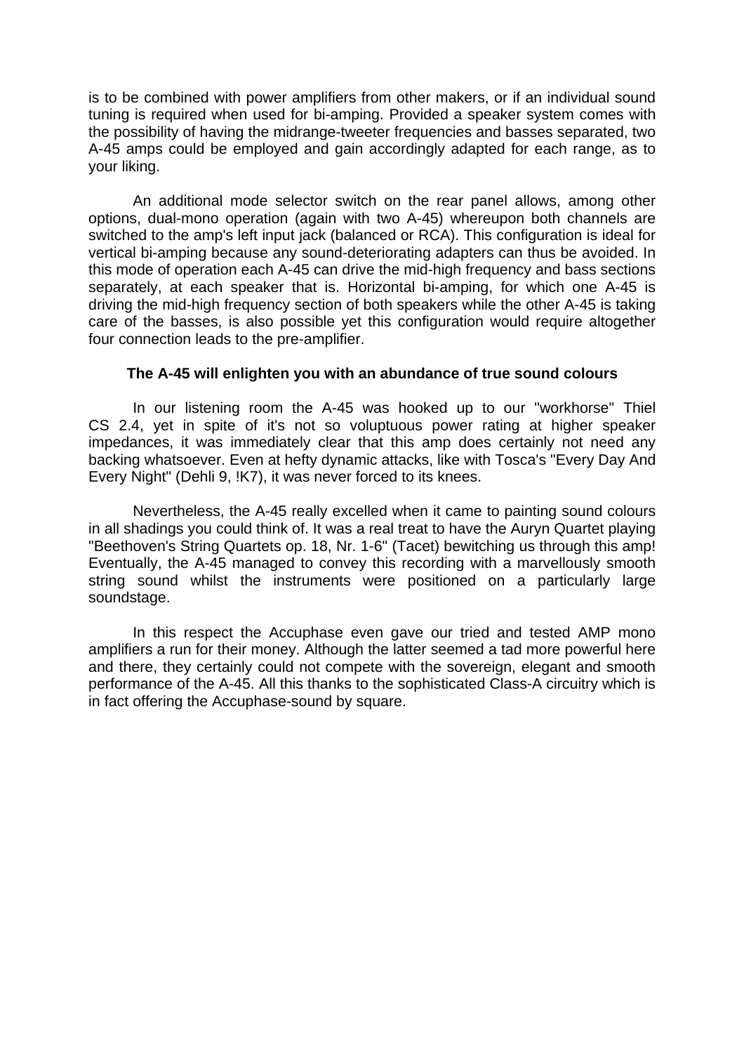is to be combined with power amplifiers from other makers, or if an individual sound tuning is required when used for bi-amping. Provided a speaker system comes with the possibility of having the midrange-tweeter frequencies and basses separated, two A-45 amps could be employed and gain accordingly adapted for each range, as to your liking.

An additional mode selector switch on the rear panel allows, among other options, dual-mono operation (again with two A-45) whereupon both channels are switched to the amp's left input jack (balanced or RCA). This configuration is ideal for vertical bi-amping because any sound-deteriorating adapters can thus be avoided. In this mode of operation each A-45 can drive the mid-high frequency and bass sections separately, at each speaker that is. Horizontal bi-amping, for which one A-45 is driving the mid-high frequency section of both speakers while the other A-45 is taking care of the basses, is also possible yet this configuration would require altogether four connection leads to the pre-amplifier.

**The A-45 will enlighten you with an abundance of true sound colours**

In our listening room the A-45 was hooked up to our "workhorse" Thiel CS 2.4, yet in spite of it's not so voluptuous power rating at higher speaker impedances, it was immediately clear that this amp does certainly not need any backing whatsoever. Even at hefty dynamic attacks, like with Tosca's "Every Day And Every Night" (Dehli 9, !K7), it was never forced to its knees.

Nevertheless, the A-45 really excelled when it came to painting sound colours in all shadings you could think of. It was a real treat to have the Auryn Quartet playing "Beethoven's String Quartets op. 18, Nr. 1-6" (Tacet) bewitching us through this amp! Eventually, the A-45 managed to convey this recording with a marvellously smooth string sound whilst the instruments were positioned on a particularly large soundstage.

In this respect the Accuphase even gave our tried and tested AMP mono amplifiers a run for their money. Although the latter seemed a tad more powerful here and there, they certainly could not compete with the sovereign, elegant and smooth performance of the A-45. All this thanks to the sophisticated Class-A circuitry which is in fact offering the Accuphase-sound by square.